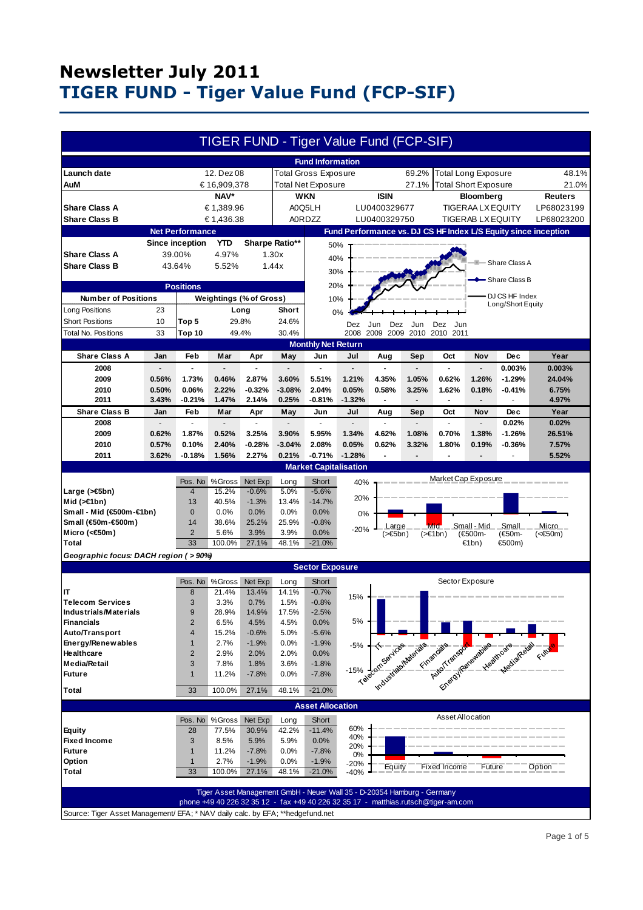# Newsletter July 2011
# TIGER FUND - Tiger Value Fund (FCP-SIF)

## TIGER FUND - Tiger Value Fund (FCP-SIF)

### Fund Information

| | | | | | |
|---|---|---|---|---|---|
| **Launch date** | 12. Dez 08 | Total Gross Exposure | 69.2% | Total Long Exposure | 48.1% |
| **AuM** | € 16,909,378 | Total Net Exposure | 27.1% | Total Short Exposure | 21.0% |

| | NAV* | WKN | ISIN | Bloomberg | Reuters |
|---|---|---|---|---|---|
| **Share Class A** | € 1,389.96 | A0Q5LH | LU0400329677 | TIGERAA LX EQUITY | LP68023199 |
| **Share Class B** | € 1,436.38 | A0RDZZ | LU0400329750 | TIGERAB LX EQUITY | LP68023200 |

### Net Performance

| | Since inception | YTD | Sharpe Ratio** |
|---|---|---|---|
| **Share Class A** | 39.00% | 4.97% | 1.30x |
| **Share Class B** | 43.64% | 5.52% | 1.44x |

### Fund Performance vs. DJ CS HF Index L/S Equity since inception

Legend: Share Class A; Share Class B; DJ CS HF Index Long/Short Equity

### Positions

| Number of Positions | | Weightings (% of Gross) | Long | Short |
|---|---|---|---|---|
| Long Positions | 23 | | | |
| Short Positions | 10 | Top 5 | 29.8% | 24.6% |
| Total No. Positions | 33 | Top 10 | 49.4% | 30.4% |

### Monthly Net Return

| Share Class A | Jan | Feb | Mar | Apr | May | Jun | Jul | Aug | Sep | Oct | Nov | Dec | Year |
|---|---|---|---|---|---|---|---|---|---|---|---|---|---|
| 2008 | - | - | - | - | - | - | - | - | - | - | - | 0.003% | 0.003% |
| 2009 | 0.56% | 1.73% | 0.46% | 2.87% | 3.60% | 5.51% | 1.21% | 4.35% | 1.05% | 0.62% | 1.26% | -1.29% | 24.04% |
| 2010 | 0.50% | 0.06% | 2.22% | -0.32% | -3.08% | 2.04% | 0.05% | 0.58% | 3.25% | 1.62% | 0.18% | -0.41% | 6.75% |
| 2011 | 3.43% | -0.21% | 1.47% | 2.14% | 0.25% | -0.81% | -1.32% | - | - | - | - | - | 4.97% |

| Share Class B | Jan | Feb | Mar | Apr | May | Jun | Jul | Aug | Sep | Oct | Nov | Dec | Year |
|---|---|---|---|---|---|---|---|---|---|---|---|---|---|
| 2008 | - | - | - | - | - | - | - | - | - | - | - | 0.02% | 0.02% |
| 2009 | 0.62% | 1.87% | 0.52% | 3.25% | 3.90% | 5.95% | 1.34% | 4.62% | 1.08% | 0.70% | 1.38% | -1.26% | 26.51% |
| 2010 | 0.57% | 0.10% | 2.40% | -0.28% | -3.04% | 2.08% | 0.05% | 0.62% | 3.32% | 1.80% | 0.19% | -0.36% | 7.57% |
| 2011 | 3.62% | -0.18% | 1.56% | 2.27% | 0.21% | -0.71% | -1.28% | - | - | - | - | - | 5.52% |

### Market Capitalisation

| | Pos. No | %Gross | Net Exp | Long | Short |
|---|---|---|---|---|---|
| **Large (>€5bn)** | 4 | 15.2% | -0.6% | 5.0% | -5.6% |
| **Mid (>€1bn)** | 13 | 40.5% | -1.3% | 13.4% | -14.7% |
| **Small - Mid (€500m-€1bn)** | 0 | 0.0% | 0.0% | 0.0% | 0.0% |
| **Small (€50m-€500m)** | 14 | 38.6% | 25.2% | 25.9% | -0.8% |
| **Micro (<€50m)** | 2 | 5.6% | 3.9% | 3.9% | 0.0% |
| **Total** | 33 | 100.0% | 27.1% | 48.1% | -21.0% |

*Geographic focus: DACH region ( > 90%)*

### Sector Exposure

| | Pos. No | %Gross | Net Exp | Long | Short |
|---|---|---|---|---|---|
| **IT** | 8 | 21.4% | 13.4% | 14.1% | -0.7% |
| **Telecom Services** | 3 | 3.3% | 0.7% | 1.5% | -0.8% |
| **Industrials/Materials** | 9 | 28.9% | 14.9% | 17.5% | -2.5% |
| **Financials** | 2 | 6.5% | 4.5% | 4.5% | 0.0% |
| **Auto/Transport** | 4 | 15.2% | -0.6% | 5.0% | -5.6% |
| **Energy/Renewables** | 1 | 2.7% | -1.9% | 0.0% | -1.9% |
| **Healthcare** | 2 | 2.9% | 2.0% | 2.0% | 0.0% |
| **Media/Retail** | 3 | 7.8% | 1.8% | 3.6% | -1.8% |
| **Future** | 1 | 11.2% | -7.8% | 0.0% | -7.8% |
| **Total** | 33 | 100.0% | 27.1% | 48.1% | -21.0% |

### Asset Allocation

| | Pos. No | %Gross | Net Exp | Long | Short |
|---|---|---|---|---|---|
| **Equity** | 28 | 77.5% | 30.9% | 42.2% | -11.4% |
| **Fixed Income** | 3 | 8.5% | 5.9% | 5.9% | 0.0% |
| **Future** | 1 | 11.2% | -7.8% | 0.0% | -7.8% |
| **Option** | 1 | 2.7% | -1.9% | 0.0% | -1.9% |
| **Total** | 33 | 100.0% | 27.1% | 48.1% | -21.0% |

Tiger Asset Management GmbH - Neuer Wall 35 - D-20354 Hamburg - Germany
phone +49 40 226 32 35 12 - fax +49 40 226 32 35 17 - matthias.rutsch@tiger-am.com

Source: Tiger Asset Management/ EFA; * NAV daily calc. by EFA; **hedgefund.net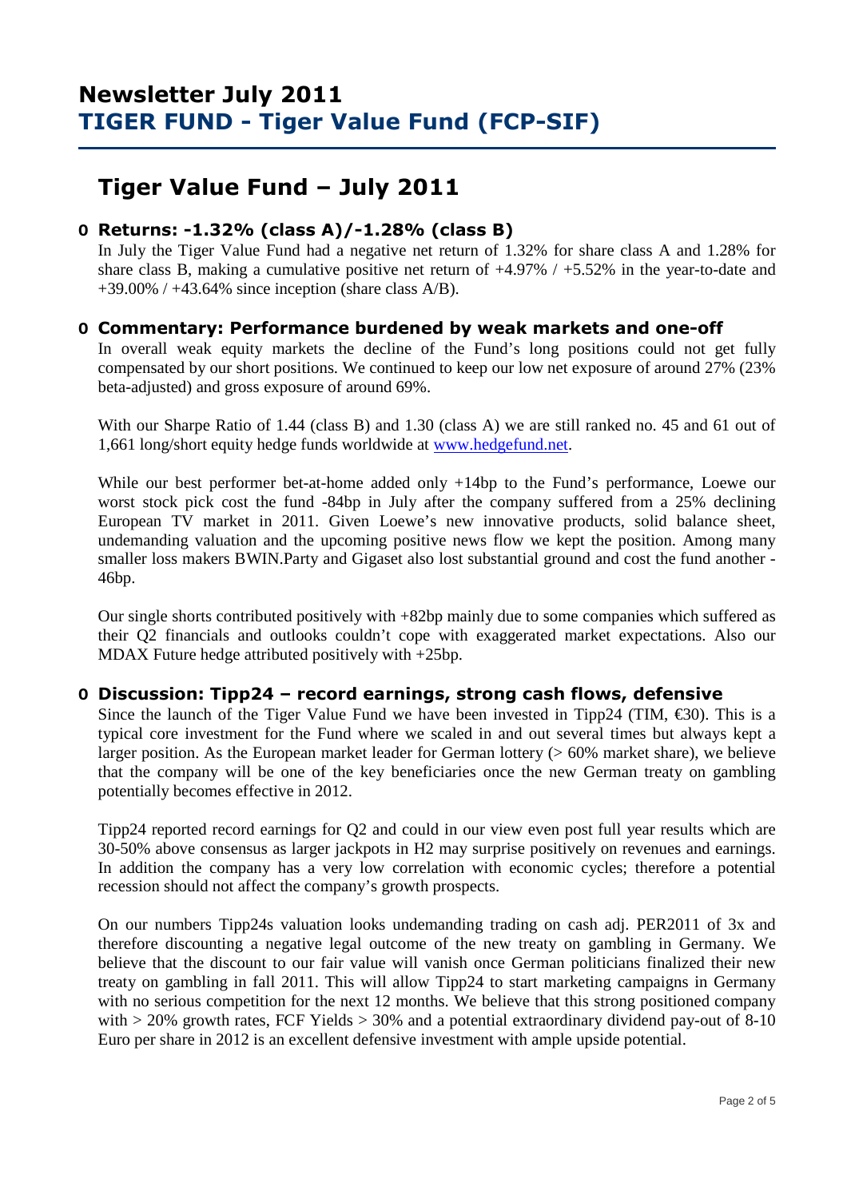# Newsletter July 2011
## TIGER FUND - Tiger Value Fund (FCP-SIF)

# Tiger Value Fund – July 2011

### Returns: -1.32% (class A)/-1.28% (class B)

In July the Tiger Value Fund had a negative net return of 1.32% for share class A and 1.28% for share class B, making a cumulative positive net return of +4.97% / +5.52% in the year-to-date and +39.00% / +43.64% since inception (share class A/B).

### Commentary: Performance burdened by weak markets and one-off

In overall weak equity markets the decline of the Fund's long positions could not get fully compensated by our short positions. We continued to keep our low net exposure of around 27% (23% beta-adjusted) and gross exposure of around 69%.

With our Sharpe Ratio of 1.44 (class B) and 1.30 (class A) we are still ranked no. 45 and 61 out of 1,661 long/short equity hedge funds worldwide at www.hedgefund.net.

While our best performer bet-at-home added only +14bp to the Fund's performance, Loewe our worst stock pick cost the fund -84bp in July after the company suffered from a 25% declining European TV market in 2011. Given Loewe's new innovative products, solid balance sheet, undemanding valuation and the upcoming positive news flow we kept the position. Among many smaller loss makers BWIN.Party and Gigaset also lost substantial ground and cost the fund another -46bp.

Our single shorts contributed positively with +82bp mainly due to some companies which suffered as their Q2 financials and outlooks couldn't cope with exaggerated market expectations. Also our MDAX Future hedge attributed positively with +25bp.

### Discussion: Tipp24 – record earnings, strong cash flows, defensive

Since the launch of the Tiger Value Fund we have been invested in Tipp24 (TIM, €30). This is a typical core investment for the Fund where we scaled in and out several times but always kept a larger position. As the European market leader for German lottery (> 60% market share), we believe that the company will be one of the key beneficiaries once the new German treaty on gambling potentially becomes effective in 2012.

Tipp24 reported record earnings for Q2 and could in our view even post full year results which are 30-50% above consensus as larger jackpots in H2 may surprise positively on revenues and earnings. In addition the company has a very low correlation with economic cycles; therefore a potential recession should not affect the company's growth prospects.

On our numbers Tipp24s valuation looks undemanding trading on cash adj. PER2011 of 3x and therefore discounting a negative legal outcome of the new treaty on gambling in Germany. We believe that the discount to our fair value will vanish once German politicians finalized their new treaty on gambling in fall 2011. This will allow Tipp24 to start marketing campaigns in Germany with no serious competition for the next 12 months. We believe that this strong positioned company with > 20% growth rates, FCF Yields > 30% and a potential extraordinary dividend pay-out of 8-10 Euro per share in 2012 is an excellent defensive investment with ample upside potential.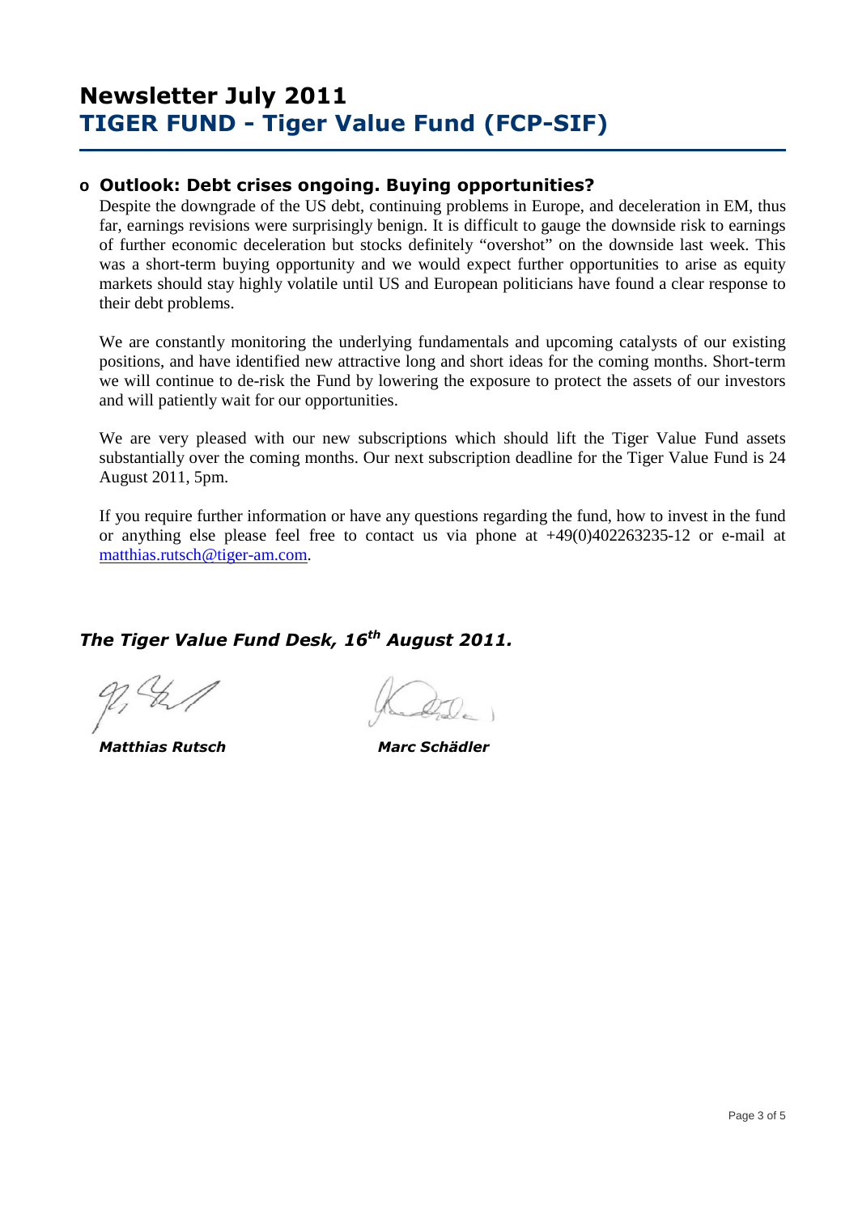# Newsletter July 2011
## TIGER FUND - Tiger Value Fund (FCP-SIF)

- **Outlook: Debt crises ongoing. Buying opportunities?**

  Despite the downgrade of the US debt, continuing problems in Europe, and deceleration in EM, thus far, earnings revisions were surprisingly benign. It is difficult to gauge the downside risk to earnings of further economic deceleration but stocks definitely "overshot" on the downside last week. This was a short-term buying opportunity and we would expect further opportunities to arise as equity markets should stay highly volatile until US and European politicians have found a clear response to their debt problems.

  We are constantly monitoring the underlying fundamentals and upcoming catalysts of our existing positions, and have identified new attractive long and short ideas for the coming months. Short-term we will continue to de-risk the Fund by lowering the exposure to protect the assets of our investors and will patiently wait for our opportunities.

  We are very pleased with our new subscriptions which should lift the Tiger Value Fund assets substantially over the coming months. Our next subscription deadline for the Tiger Value Fund is 24 August 2011, 5pm.

  If you require further information or have any questions regarding the fund, how to invest in the fund or anything else please feel free to contact us via phone at +49(0)402263235-12 or e-mail at matthias.rutsch@tiger-am.com.

***The Tiger Value Fund Desk, 16th August 2011.***

***Matthias Rutsch*** ***Marc Schädler***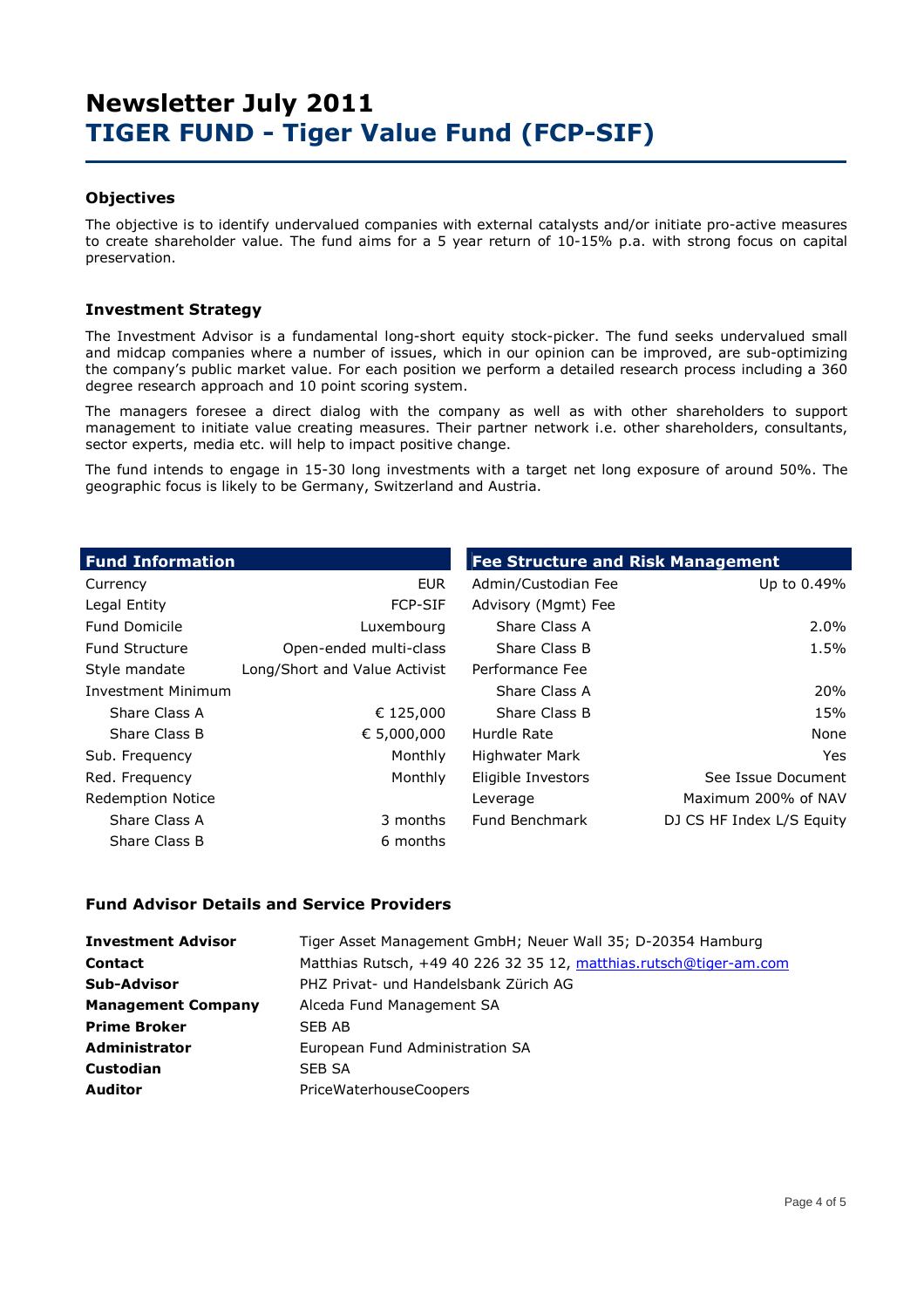# Newsletter July 2011
# TIGER FUND - Tiger Value Fund (FCP-SIF)

### Objectives

The objective is to identify undervalued companies with external catalysts and/or initiate pro-active measures to create shareholder value. The fund aims for a 5 year return of 10-15% p.a. with strong focus on capital preservation.

### Investment Strategy

The Investment Advisor is a fundamental long-short equity stock-picker. The fund seeks undervalued small and midcap companies where a number of issues, which in our opinion can be improved, are sub-optimizing the company's public market value. For each position we perform a detailed research process including a 360 degree research approach and 10 point scoring system.

The managers foresee a direct dialog with the company as well as with other shareholders to support management to initiate value creating measures. Their partner network i.e. other shareholders, consultants, sector experts, media etc. will help to impact positive change.

The fund intends to engage in 15-30 long investments with a target net long exposure of around 50%. The geographic focus is likely to be Germany, Switzerland and Austria.

| Fund Information | |
|---|---|
| Currency | EUR |
| Legal Entity | FCP-SIF |
| Fund Domicile | Luxembourg |
| Fund Structure | Open-ended multi-class |
| Style mandate | Long/Short and Value Activist |
| Investment Minimum | |
| Share Class A | € 125,000 |
| Share Class B | € 5,000,000 |
| Sub. Frequency | Monthly |
| Red. Frequency | Monthly |
| Redemption Notice | |
| Share Class A | 3 months |
| Share Class B | 6 months |

| Fee Structure and Risk Management | |
|---|---|
| Admin/Custodian Fee | Up to 0.49% |
| Advisory (Mgmt) Fee | |
| Share Class A | 2.0% |
| Share Class B | 1.5% |
| Performance Fee | |
| Share Class A | 20% |
| Share Class B | 15% |
| Hurdle Rate | None |
| Highwater Mark | Yes |
| Eligible Investors | See Issue Document |
| Leverage | Maximum 200% of NAV |
| Fund Benchmark | DJ CS HF Index L/S Equity |

### Fund Advisor Details and Service Providers

| | |
|---|---|
| **Investment Advisor** | Tiger Asset Management GmbH; Neuer Wall 35; D-20354 Hamburg |
| **Contact** | Matthias Rutsch, +49 40 226 32 35 12, matthias.rutsch@tiger-am.com |
| **Sub-Advisor** | PHZ Privat- und Handelsbank Zürich AG |
| **Management Company** | Alceda Fund Management SA |
| **Prime Broker** | SEB AB |
| **Administrator** | European Fund Administration SA |
| **Custodian** | SEB SA |
| **Auditor** | PriceWaterhouseCoopers |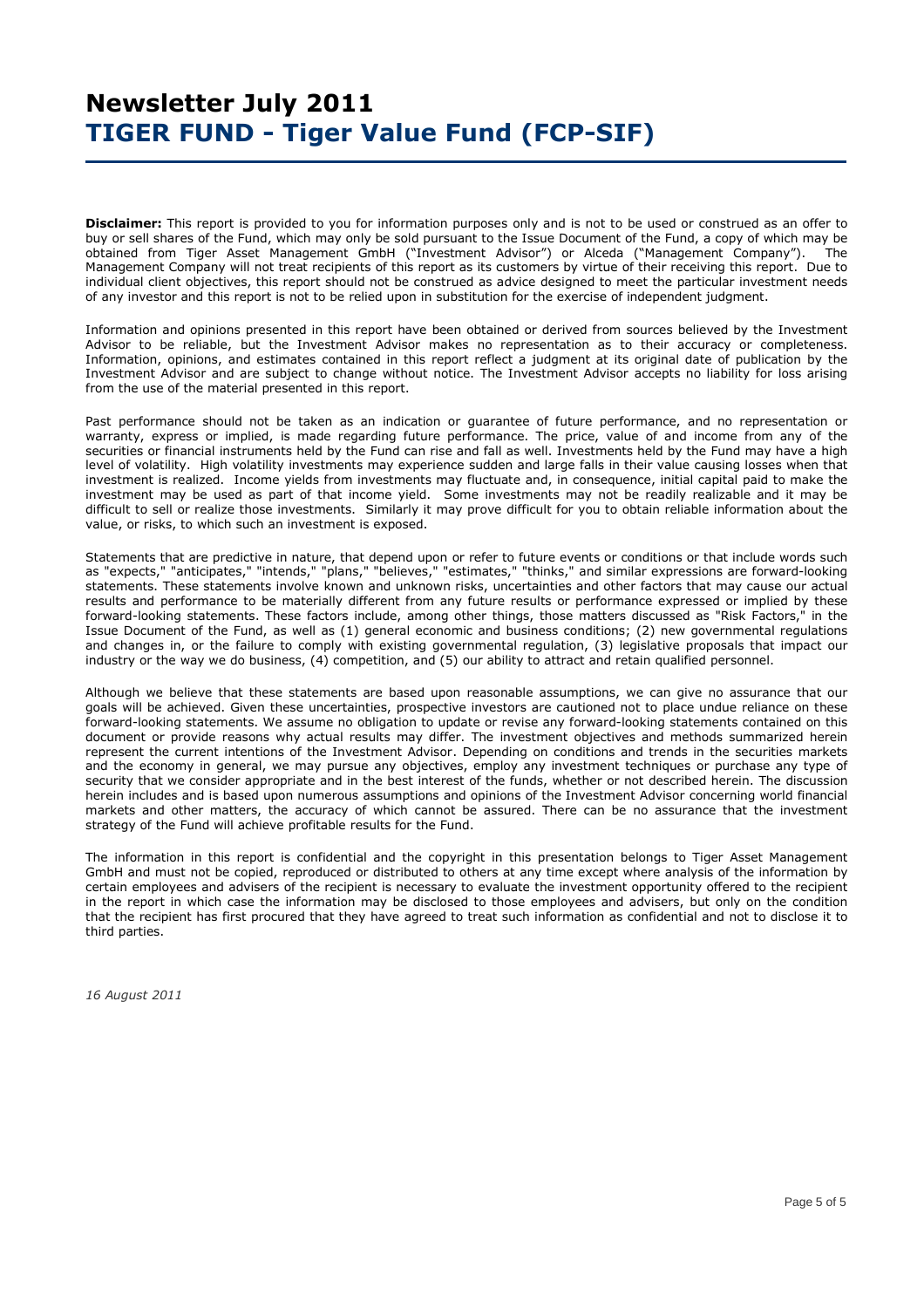# Newsletter July 2011
# TIGER FUND - Tiger Value Fund (FCP-SIF)

**Disclaimer:** This report is provided to you for information purposes only and is not to be used or construed as an offer to buy or sell shares of the Fund, which may only be sold pursuant to the Issue Document of the Fund, a copy of which may be obtained from Tiger Asset Management GmbH ("Investment Advisor") or Alceda ("Management Company"). The Management Company will not treat recipients of this report as its customers by virtue of their receiving this report. Due to individual client objectives, this report should not be construed as advice designed to meet the particular investment needs of any investor and this report is not to be relied upon in substitution for the exercise of independent judgment.

Information and opinions presented in this report have been obtained or derived from sources believed by the Investment Advisor to be reliable, but the Investment Advisor makes no representation as to their accuracy or completeness. Information, opinions, and estimates contained in this report reflect a judgment at its original date of publication by the Investment Advisor and are subject to change without notice. The Investment Advisor accepts no liability for loss arising from the use of the material presented in this report.

Past performance should not be taken as an indication or guarantee of future performance, and no representation or warranty, express or implied, is made regarding future performance. The price, value of and income from any of the securities or financial instruments held by the Fund can rise and fall as well. Investments held by the Fund may have a high level of volatility. High volatility investments may experience sudden and large falls in their value causing losses when that investment is realized. Income yields from investments may fluctuate and, in consequence, initial capital paid to make the investment may be used as part of that income yield. Some investments may not be readily realizable and it may be difficult to sell or realize those investments. Similarly it may prove difficult for you to obtain reliable information about the value, or risks, to which such an investment is exposed.

Statements that are predictive in nature, that depend upon or refer to future events or conditions or that include words such as "expects," "anticipates," "intends," "plans," "believes," "estimates," "thinks," and similar expressions are forward-looking statements. These statements involve known and unknown risks, uncertainties and other factors that may cause our actual results and performance to be materially different from any future results or performance expressed or implied by these forward-looking statements. These factors include, among other things, those matters discussed as "Risk Factors," in the Issue Document of the Fund, as well as (1) general economic and business conditions; (2) new governmental regulations and changes in, or the failure to comply with existing governmental regulation, (3) legislative proposals that impact our industry or the way we do business, (4) competition, and (5) our ability to attract and retain qualified personnel.

Although we believe that these statements are based upon reasonable assumptions, we can give no assurance that our goals will be achieved. Given these uncertainties, prospective investors are cautioned not to place undue reliance on these forward-looking statements. We assume no obligation to update or revise any forward-looking statements contained on this document or provide reasons why actual results may differ. The investment objectives and methods summarized herein represent the current intentions of the Investment Advisor. Depending on conditions and trends in the securities markets and the economy in general, we may pursue any objectives, employ any investment techniques or purchase any type of security that we consider appropriate and in the best interest of the funds, whether or not described herein. The discussion herein includes and is based upon numerous assumptions and opinions of the Investment Advisor concerning world financial markets and other matters, the accuracy of which cannot be assured. There can be no assurance that the investment strategy of the Fund will achieve profitable results for the Fund.

The information in this report is confidential and the copyright in this presentation belongs to Tiger Asset Management GmbH and must not be copied, reproduced or distributed to others at any time except where analysis of the information by certain employees and advisers of the recipient is necessary to evaluate the investment opportunity offered to the recipient in the report in which case the information may be disclosed to those employees and advisers, but only on the condition that the recipient has first procured that they have agreed to treat such information as confidential and not to disclose it to third parties.

*16 August 2011*